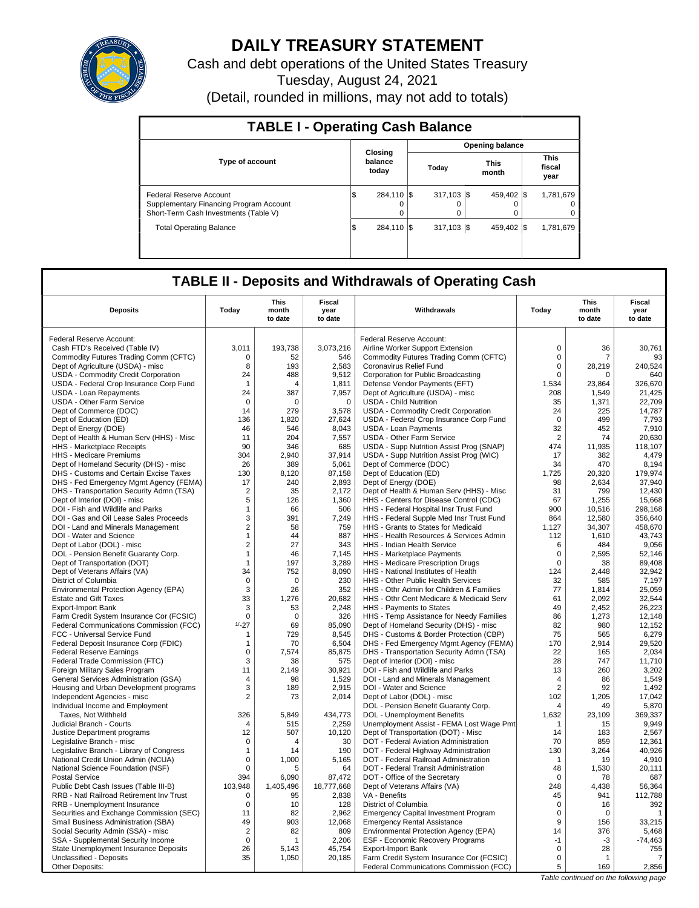# DAILY TREASURY STATEMENT

Cash and debt operations of the United States Treasury

Tuesday, August 24, 2021

(Detail, rounded in millions, may not add to totals)

## TABLE I - Operating Cash Balance

| Type of account | Closing balance today | Opening balance Today | Opening balance This month | Opening balance This fiscal year |
|---|---|---|---|---|
| Federal Reserve Account | $ 284,110 | $ 317,103 | $ 459,402 | $ 1,781,679 |
| Supplementary Financing Program Account | 0 | 0 | 0 | 0 |
| Short-Term Cash Investments (Table V) | 0 | 0 | 0 | 0 |
| Total Operating Balance | $ 284,110 | $ 317,103 | $ 459,402 | $ 1,781,679 |

## TABLE II - Deposits and Withdrawals of Operating Cash

| Deposits | Today | This month to date | Fiscal year to date | Withdrawals | Today | This month to date | Fiscal year to date |
|---|---|---|---|---|---|---|---|
| Federal Reserve Account: | | | | Federal Reserve Account: | | | |
| Cash FTD's Received (Table IV) | 3,011 | 193,738 | 3,073,216 | Airline Worker Support Extension | 0 | 36 | 30,761 |
| Commodity Futures Trading Comm (CFTC) | 0 | 52 | 546 | Commodity Futures Trading Comm (CFTC) | 0 | 7 | 93 |
| Dept of Agriculture (USDA) - misc | 8 | 193 | 2,583 | Coronavirus Relief Fund | 0 | 28,219 | 240,524 |
| USDA - Commodity Credit Corporation | 24 | 488 | 9,512 | Corporation for Public Broadcasting | 0 | 0 | 640 |
| USDA - Federal Crop Insurance Corp Fund | 1 | 4 | 1,811 | Defense Vendor Payments (EFT) | 1,534 | 23,864 | 326,670 |
| USDA - Loan Repayments | 24 | 387 | 7,957 | Dept of Agriculture (USDA) - misc | 208 | 1,549 | 21,425 |
| USDA - Other Farm Service | 0 | 0 | 0 | USDA - Child Nutrition | 35 | 1,371 | 22,709 |
| Dept of Commerce (DOC) | 14 | 279 | 3,578 | USDA - Commodity Credit Corporation | 24 | 225 | 14,787 |
| Dept of Education (ED) | 136 | 1,820 | 27,624 | USDA - Federal Crop Insurance Corp Fund | 0 | 499 | 7,793 |
| Dept of Energy (DOE) | 46 | 546 | 8,043 | USDA - Loan Payments | 32 | 452 | 7,910 |
| Dept of Health & Human Serv (HHS) - Misc | 11 | 204 | 7,557 | USDA - Other Farm Service | 2 | 74 | 20,630 |
| HHS - Marketplace Receipts | 90 | 346 | 685 | USDA - Supp Nutrition Assist Prog (SNAP) | 474 | 11,935 | 118,107 |
| HHS - Medicare Premiums | 304 | 2,940 | 37,914 | USDA - Supp Nutrition Assist Prog (WIC) | 17 | 382 | 4,479 |
| Dept of Homeland Security (DHS) - misc | 26 | 389 | 5,061 | Dept of Commerce (DOC) | 34 | 470 | 8,194 |
| DHS - Customs and Certain Excise Taxes | 130 | 8,120 | 87,158 | Dept of Education (ED) | 1,725 | 20,320 | 179,974 |
| DHS - Fed Emergency Mgmt Agency (FEMA) | 17 | 240 | 2,893 | Dept of Energy (DOE) | 98 | 2,634 | 37,940 |
| DHS - Transportation Security Admn (TSA) | 2 | 35 | 2,172 | Dept of Health & Human Serv (HHS) - Misc | 31 | 799 | 12,430 |
| Dept of Interior (DOI) - misc | 5 | 126 | 1,360 | HHS - Centers for Disease Control (CDC) | 67 | 1,255 | 15,668 |
| DOI - Fish and Wildlife and Parks | 1 | 66 | 506 | HHS - Federal Hospital Insr Trust Fund | 900 | 10,516 | 298,168 |
| DOI - Gas and Oil Lease Sales Proceeds | 3 | 391 | 7,249 | HHS - Federal Supple Med Insr Trust Fund | 864 | 12,580 | 356,640 |
| DOI - Land and Minerals Management | 2 | 58 | 759 | HHS - Grants to States for Medicaid | 1,127 | 34,307 | 458,670 |
| DOI - Water and Science | 1 | 44 | 887 | HHS - Health Resources & Services Admin | 112 | 1,610 | 43,743 |
| Dept of Labor (DOL) - misc | 2 | 27 | 343 | HHS - Indian Health Service | 6 | 484 | 9,056 |
| DOL - Pension Benefit Guaranty Corp. | 1 | 46 | 7,145 | HHS - Marketplace Payments | 0 | 2,595 | 52,146 |
| Dept of Transportation (DOT) | 1 | 197 | 3,289 | HHS - Medicare Prescription Drugs | 0 | 38 | 89,408 |
| Dept of Veterans Affairs (VA) | 34 | 752 | 8,090 | HHS - National Institutes of Health | 124 | 2,448 | 32,942 |
| District of Columbia | 0 | 0 | 230 | HHS - Other Public Health Services | 32 | 585 | 7,197 |
| Environmental Protection Agency (EPA) | 3 | 26 | 352 | HHS - Othr Admin for Children & Families | 77 | 1,814 | 25,059 |
| Estate and Gift Taxes | 33 | 1,276 | 20,682 | HHS - Othr Cent Medicare & Medicaid Serv | 61 | 2,092 | 32,544 |
| Export-Import Bank | 3 | 53 | 2,248 | HHS - Payments to States | 49 | 2,452 | 26,223 |
| Farm Credit System Insurance Cor (FCSIC) | 0 | 0 | 326 | HHS - Temp Assistance for Needy Families | 86 | 1,273 | 12,148 |
| Federal Communications Commission (FCC) | [1/]-27 | 69 | 85,090 | Dept of Homeland Security (DHS) - misc | 82 | 980 | 12,152 |
| FCC - Universal Service Fund | 1 | 729 | 8,545 | DHS - Customs & Border Protection (CBP) | 75 | 565 | 6,279 |
| Federal Deposit Insurance Corp (FDIC) | 1 | 70 | 6,504 | DHS - Fed Emergency Mgmt Agency (FEMA) | 170 | 2,914 | 29,520 |
| Federal Reserve Earnings | 0 | 7,574 | 85,875 | DHS - Transportation Security Admn (TSA) | 22 | 165 | 2,034 |
| Federal Trade Commission (FTC) | 3 | 38 | 575 | Dept of Interior (DOI) - misc | 28 | 747 | 11,710 |
| Foreign Military Sales Program | 11 | 2,149 | 30,921 | DOI - Fish and Wildlife and Parks | 13 | 260 | 3,202 |
| General Services Administration (GSA) | 4 | 98 | 1,529 | DOI - Land and Minerals Management | 4 | 86 | 1,549 |
| Housing and Urban Development programs | 3 | 189 | 2,915 | DOI - Water and Science | 2 | 92 | 1,492 |
| Independent Agencies - misc | 2 | 73 | 2,014 | Dept of Labor (DOL) - misc | 102 | 1,205 | 17,042 |
| Individual Income and Employment | | | | DOL - Pension Benefit Guaranty Corp. | 4 | 49 | 5,870 |
| Taxes, Not Withheld | 326 | 5,849 | 434,773 | DOL - Unemployment Benefits | 1,632 | 23,109 | 369,337 |
| Judicial Branch - Courts | 4 | 515 | 2,259 | Unemployment Assist - FEMA Lost Wage Pmt | 1 | 15 | 9,949 |
| Justice Department programs | 12 | 507 | 10,120 | Dept of Transportation (DOT) - Misc | 14 | 183 | 2,567 |
| Legislative Branch - misc | 0 | 4 | 30 | DOT - Federal Aviation Administration | 70 | 859 | 12,361 |
| Legislative Branch - Library of Congress | 1 | 14 | 190 | DOT - Federal Highway Administration | 130 | 3,264 | 40,926 |
| National Credit Union Admin (NCUA) | 0 | 1,000 | 5,165 | DOT - Federal Railroad Administration | 1 | 19 | 4,910 |
| National Science Foundation (NSF) | 0 | 5 | 64 | DOT - Federal Transit Administration | 48 | 1,530 | 20,111 |
| Postal Service | 394 | 6,090 | 87,472 | DOT - Office of the Secretary | 0 | 78 | 687 |
| Public Debt Cash Issues (Table III-B) | 103,948 | 1,405,496 | 18,777,668 | Dept of Veterans Affairs (VA) | 248 | 4,438 | 56,364 |
| RRB - Natl Railroad Retirement Inv Trust | 0 | 95 | 2,838 | VA - Benefits | 45 | 941 | 112,788 |
| RRB - Unemployment Insurance | 0 | 10 | 128 | District of Columbia | 0 | 16 | 392 |
| Securities and Exchange Commission (SEC) | 11 | 82 | 2,962 | Emergency Capital Investment Program | 0 | 0 | 1 |
| Small Business Administration (SBA) | 49 | 903 | 12,068 | Emergency Rental Assistance | 9 | 156 | 33,215 |
| Social Security Admin (SSA) - misc | 2 | 82 | 809 | Environmental Protection Agency (EPA) | 14 | 376 | 5,468 |
| SSA - Supplemental Security Income | 0 | 1 | 2,206 | ESF - Economic Recovery Programs | -1 | -3 | -74,463 |
| State Unemployment Insurance Deposits | 26 | 5,143 | 45,754 | Export-Import Bank | 0 | 28 | 755 |
| Unclassified - Deposits | 35 | 1,050 | 20,185 | Farm Credit System Insurance Cor (FCSIC) | 0 | 1 | 7 |
| Other Deposits: | | | | Federal Communications Commission (FCC) | 5 | 169 | 2,856 |

*Table continued on the following page*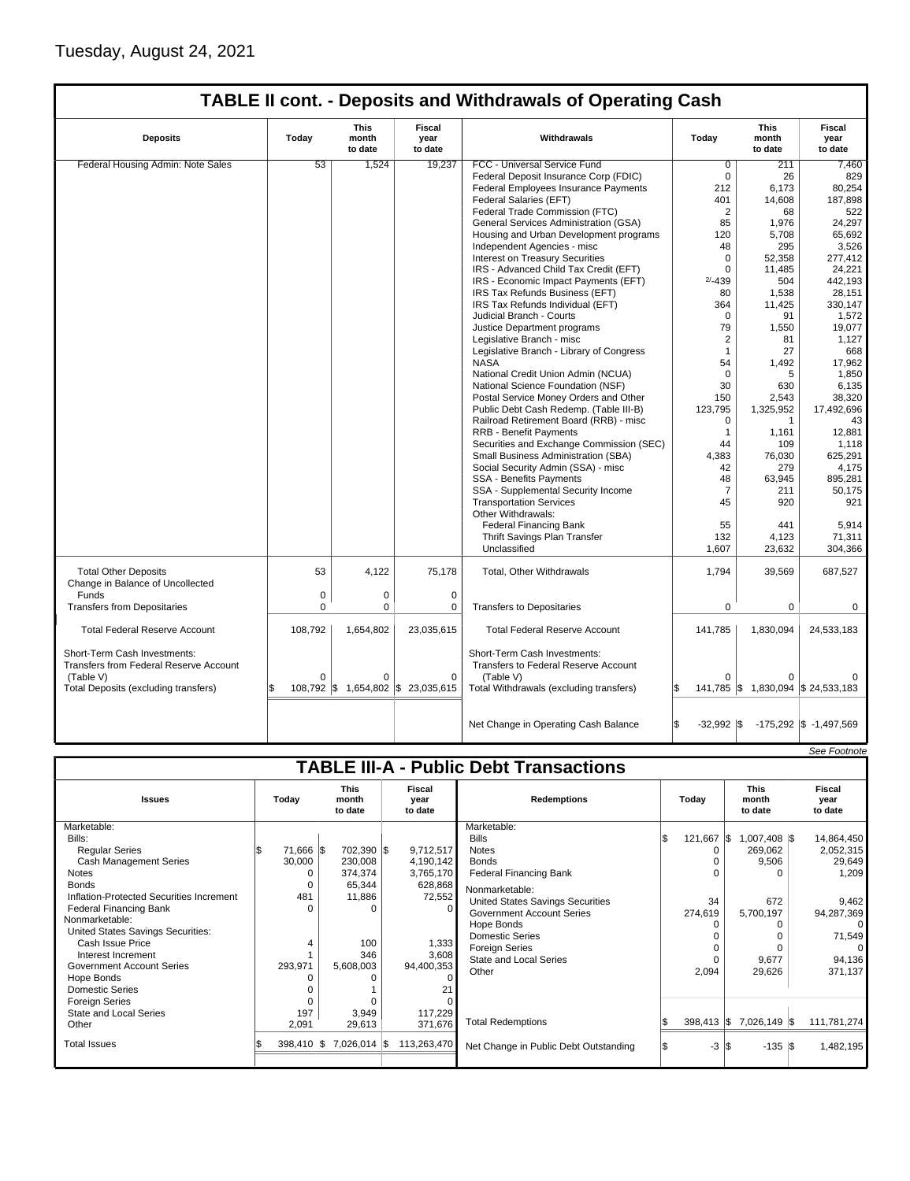Tuesday, August 24, 2021

## TABLE II cont. - Deposits and Withdrawals of Operating Cash

| Deposits | Today | This month to date | Fiscal year to date | Withdrawals | Today | This month to date | Fiscal year to date |
|---|---|---|---|---|---|---|---|
| Federal Housing Admin: Note Sales | 53 | 1,524 | 19,237 | FCC - Universal Service Fund | 0 | 211 | 7,460 |
| | | | | Federal Deposit Insurance Corp (FDIC) | 0 | 26 | 829 |
| | | | | Federal Employees Insurance Payments | 212 | 6,173 | 80,254 |
| | | | | Federal Salaries (EFT) | 401 | 14,608 | 187,898 |
| | | | | Federal Trade Commission (FTC) | 2 | 68 | 522 |
| | | | | General Services Administration (GSA) | 85 | 1,976 | 24,297 |
| | | | | Housing and Urban Development programs | 120 | 5,708 | 65,692 |
| | | | | Independent Agencies - misc | 48 | 295 | 3,526 |
| | | | | Interest on Treasury Securities | 0 | 52,358 | 277,412 |
| | | | | IRS - Advanced Child Tax Credit (EFT) | 0 | 11,485 | 24,221 |
| | | | | IRS - Economic Impact Payments (EFT) | 2/-439 | 504 | 442,193 |
| | | | | IRS Tax Refunds Business (EFT) | 80 | 1,538 | 28,151 |
| | | | | IRS Tax Refunds Individual (EFT) | 364 | 11,425 | 330,147 |
| | | | | Judicial Branch - Courts | 0 | 91 | 1,572 |
| | | | | Justice Department programs | 79 | 1,550 | 19,077 |
| | | | | Legislative Branch - misc | 2 | 81 | 1,127 |
| | | | | Legislative Branch - Library of Congress | 1 | 27 | 668 |
| | | | | NASA | 54 | 1,492 | 17,962 |
| | | | | National Credit Union Admin (NCUA) | 0 | 5 | 1,850 |
| | | | | National Science Foundation (NSF) | 30 | 630 | 6,135 |
| | | | | Postal Service Money Orders and Other | 150 | 2,543 | 38,320 |
| | | | | Public Debt Cash Redemp. (Table III-B) | 123,795 | 1,325,952 | 17,492,696 |
| | | | | Railroad Retirement Board (RRB) - misc | 0 | 1 | 43 |
| | | | | RRB - Benefit Payments | 1 | 1,161 | 12,881 |
| | | | | Securities and Exchange Commission (SEC) | 44 | 109 | 1,118 |
| | | | | Small Business Administration (SBA) | 4,383 | 76,030 | 625,291 |
| | | | | Social Security Admin (SSA) - misc | 42 | 279 | 4,175 |
| | | | | SSA - Benefits Payments | 48 | 63,945 | 895,281 |
| | | | | SSA - Supplemental Security Income | 7 | 211 | 50,175 |
| | | | | Transportation Services | 45 | 920 | 921 |
| | | | | Other Withdrawals: | | | |
| | | | | Federal Financing Bank | 55 | 441 | 5,914 |
| | | | | Thrift Savings Plan Transfer | 132 | 4,123 | 71,311 |
| | | | | Unclassified | 1,607 | 23,632 | 304,366 |
| Total Other Deposits | 53 | 4,122 | 75,178 | Total, Other Withdrawals | 1,794 | 39,569 | 687,527 |
| Change in Balance of Uncollected Funds | 0 | 0 | 0 | | | | |
| Transfers from Depositaries | 0 | 0 | 0 | Transfers to Depositaries | 0 | 0 | 0 |
| Total Federal Reserve Account | 108,792 | 1,654,802 | 23,035,615 | Total Federal Reserve Account | 141,785 | 1,830,094 | 24,533,183 |
| Short-Term Cash Investments: Transfers from Federal Reserve Account (Table V) | 0 | 0 | 0 | Short-Term Cash Investments: Transfers to Federal Reserve Account (Table V) | 0 | 0 | 0 |
| Total Deposits (excluding transfers) | $ 108,792 | $ 1,654,802 | $ 23,035,615 | Total Withdrawals (excluding transfers) | $ 141,785 | $ 1,830,094 | $ 24,533,183 |
| | | | | Net Change in Operating Cash Balance | $ -32,992 | $ -175,292 | $ -1,497,569 |

*See Footnote*

## TABLE III-A - Public Debt Transactions

| Issues | Today | This month to date | Fiscal year to date | Redemptions | Today | This month to date | Fiscal year to date |
|---|---|---|---|---|---|---|---|
| Marketable: | | | | Marketable: | | | |
| Bills: | | | | Bills | $ 121,667 | $ 1,007,408 | $ 14,864,450 |
| Regular Series | $ 71,666 | $ 702,390 | $ 9,712,517 | Notes | 0 | 269,062 | 2,052,315 |
| Cash Management Series | 30,000 | 230,008 | 4,190,142 | Bonds | 0 | 9,506 | 29,649 |
| Notes | 0 | 374,374 | 3,765,170 | Federal Financing Bank | 0 | 0 | 1,209 |
| Bonds | 0 | 65,344 | 628,868 | Nonmarketable: | | | |
| Inflation-Protected Securities Increment | 481 | 11,886 | 72,552 | United States Savings Securities | 34 | 672 | 9,462 |
| Federal Financing Bank | 0 | 0 | 0 | Government Account Series | 274,619 | 5,700,197 | 94,287,369 |
| Nonmarketable: | | | | Hope Bonds | 0 | 0 | 0 |
| United States Savings Securities: | | | | Domestic Series | 0 | 0 | 71,549 |
| Cash Issue Price | 4 | 100 | 1,333 | Foreign Series | 0 | 0 | 0 |
| Interest Increment | 1 | 346 | 3,608 | State and Local Series | 0 | 9,677 | 94,136 |
| Government Account Series | 293,971 | 5,608,003 | 94,400,353 | Other | 2,094 | 29,626 | 371,137 |
| Hope Bonds | 0 | 0 | 0 | | | | |
| Domestic Series | 0 | 1 | 21 | | | | |
| Foreign Series | 0 | 0 | 0 | | | | |
| State and Local Series | 197 | 3,949 | 117,229 | | | | |
| Other | 2,091 | 29,613 | 371,676 | Total Redemptions | $ 398,413 | $ 7,026,149 | $ 111,781,274 |
| Total Issues | $ 398,410 | $ 7,026,014 | $ 113,263,470 | Net Change in Public Debt Outstanding | $ -3 | $ -135 | $ 1,482,195 |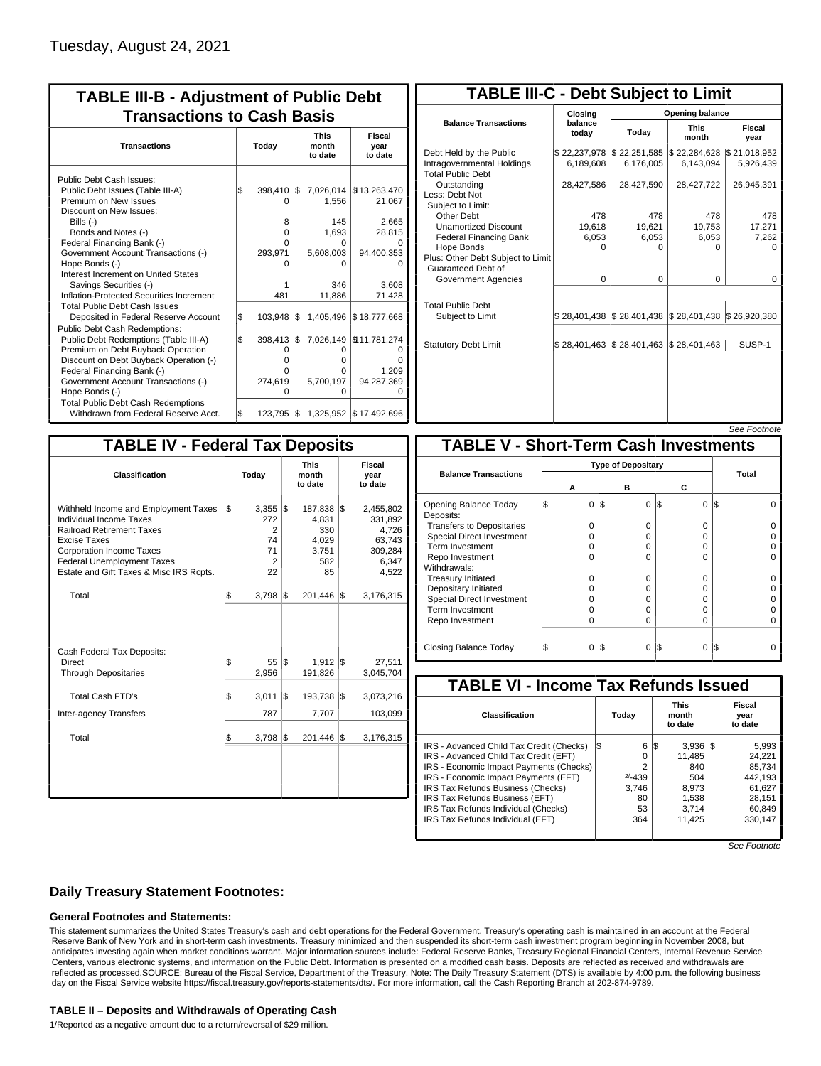Tuesday, August 24, 2021

## TABLE III-B - Adjustment of Public Debt Transactions to Cash Basis

| Transactions | Today | This month to date | Fiscal year to date |
|---|---|---|---|
| Public Debt Cash Issues: | | | |
| Public Debt Issues (Table III-A) | $ 398,410 | $ 7,026,014 | $13,263,470 |
| Premium on New Issues | 0 | 1,556 | 21,067 |
| Discount on New Issues: | | | |
| Bills (-) | 8 | 145 | 2,665 |
| Bonds and Notes (-) | 0 | 1,693 | 28,815 |
| Federal Financing Bank (-) | 0 | 0 | 0 |
| Government Account Transactions (-) | 293,971 | 5,608,003 | 94,400,353 |
| Hope Bonds (-) | 0 | 0 | 0 |
| Interest Increment on United States Savings Securities (-) | 1 | 346 | 3,608 |
| Inflation-Protected Securities Increment | 481 | 11,886 | 71,428 |
| Total Public Debt Cash Issues Deposited in Federal Reserve Account | $ 103,948 | $ 1,405,496 | $ 18,777,668 |
| Public Debt Cash Redemptions: | | | |
| Public Debt Redemptions (Table III-A) | $ 398,413 | $ 7,026,149 | $11,781,274 |
| Premium on Debt Buyback Operation | 0 | 0 | 0 |
| Discount on Debt Buyback Operation (-) | 0 | 0 | 0 |
| Federal Financing Bank (-) | 0 | 0 | 1,209 |
| Government Account Transactions (-) | 274,619 | 5,700,197 | 94,287,369 |
| Hope Bonds (-) | 0 | 0 | 0 |
| Total Public Debt Cash Redemptions Withdrawn from Federal Reserve Acct. | $ 123,795 | $ 1,325,952 | $ 17,492,696 |

## TABLE III-C - Debt Subject to Limit

| Balance Transactions | Closing balance today | Opening balance Today | Opening balance This month | Opening balance Fiscal year |
|---|---|---|---|---|
| Debt Held by the Public | $ 22,237,978 | $ 22,251,585 | $ 22,284,628 | $ 21,018,952 |
| Intragovernmental Holdings | 6,189,608 | 6,176,005 | 6,143,094 | 5,926,439 |
| Total Public Debt Outstanding | 28,427,586 | 28,427,590 | 28,427,722 | 26,945,391 |
| Less: Debt Not Subject to Limit: | | | | |
| Other Debt | 478 | 478 | 478 | 478 |
| Unamortized Discount | 19,618 | 19,621 | 19,753 | 17,271 |
| Federal Financing Bank | 6,053 | 6,053 | 6,053 | 7,262 |
| Hope Bonds | 0 | 0 | 0 | 0 |
| Plus: Other Debt Subject to Limit | | | | |
| Guaranteed Debt of Government Agencies | 0 | 0 | 0 | 0 |
| Total Public Debt Subject to Limit | $ 28,401,438 | $ 28,401,438 | $ 28,401,438 | $ 26,920,380 |
| Statutory Debt Limit | $ 28,401,463 | $ 28,401,463 | $ 28,401,463 | SUSP-1 |

*See Footnote*

## TABLE IV - Federal Tax Deposits

| Classification | Today | This month to date | Fiscal year to date |
|---|---|---|---|
| Withheld Income and Employment Taxes | $ 3,355 | $ 187,838 | $ 2,455,802 |
| Individual Income Taxes | 272 | 4,831 | 331,892 |
| Railroad Retirement Taxes | 2 | 330 | 4,726 |
| Excise Taxes | 74 | 4,029 | 63,743 |
| Corporation Income Taxes | 71 | 3,751 | 309,284 |
| Federal Unemployment Taxes | 2 | 582 | 6,347 |
| Estate and Gift Taxes & Misc IRS Rcpts. | 22 | 85 | 4,522 |
| Total | $ 3,798 | $ 201,446 | $ 3,176,315 |
| Cash Federal Tax Deposits: | | | |
| Direct | $ 55 | $ 1,912 | $ 27,511 |
| Through Depositaries | 2,956 | 191,826 | 3,045,704 |
| Total Cash FTD's | $ 3,011 | $ 193,738 | $ 3,073,216 |
| Inter-agency Transfers | 787 | 7,707 | 103,099 |
| Total | $ 3,798 | $ 201,446 | $ 3,176,315 |

## TABLE V - Short-Term Cash Investments

| Balance Transactions | Type of Depositary A | Type of Depositary B | Type of Depositary C | Total |
|---|---|---|---|---|
| Opening Balance Today | $ 0 | $ 0 | $ 0 | $ 0 |
| Deposits: | | | | |
| Transfers to Depositaries | 0 | 0 | 0 | 0 |
| Special Direct Investment | 0 | 0 | 0 | 0 |
| Term Investment | 0 | 0 | 0 | 0 |
| Repo Investment | 0 | 0 | 0 | 0 |
| Withdrawals: | | | | |
| Treasury Initiated | 0 | 0 | 0 | 0 |
| Depositary Initiated | 0 | 0 | 0 | 0 |
| Special Direct Investment | 0 | 0 | 0 | 0 |
| Term Investment | 0 | 0 | 0 | 0 |
| Repo Investment | 0 | 0 | 0 | 0 |
| Closing Balance Today | $ 0 | $ 0 | $ 0 | $ 0 |

## TABLE VI - Income Tax Refunds Issued

| Classification | Today | This month to date | Fiscal year to date |
|---|---|---|---|
| IRS - Advanced Child Tax Credit (Checks) | $ 6 | $ 3,936 | $ 5,993 |
| IRS - Advanced Child Tax Credit (EFT) | 0 | 11,485 | 24,221 |
| IRS - Economic Impact Payments (Checks) | 2 | 840 | 85,734 |
| IRS - Economic Impact Payments (EFT) | 2/-439 | 504 | 442,193 |
| IRS Tax Refunds Business (Checks) | 3,746 | 8,973 | 61,627 |
| IRS Tax Refunds Business (EFT) | 80 | 1,538 | 28,151 |
| IRS Tax Refunds Individual (Checks) | 53 | 3,714 | 60,849 |
| IRS Tax Refunds Individual (EFT) | 364 | 11,425 | 330,147 |

*See Footnote*

### Daily Treasury Statement Footnotes:

#### General Footnotes and Statements:

This statement summarizes the United States Treasury's cash and debt operations for the Federal Government. Treasury's operating cash is maintained in an account at the Federal Reserve Bank of New York and in short-term cash investments. Treasury minimized and then suspended its short-term cash investment program beginning in November 2008, but anticipates investing again when market conditions warrant. Major information sources include: Federal Reserve Banks, Treasury Regional Financial Centers, Internal Revenue Service Centers, various electronic systems, and information on the Public Debt. Information is presented on a modified cash basis. Deposits are reflected as received and withdrawals are reflected as processed.SOURCE: Bureau of the Fiscal Service, Department of the Treasury. Note: The Daily Treasury Statement (DTS) is available by 4:00 p.m. the following business day on the Fiscal Service website https://fiscal.treasury.gov/reports-statements/dts/. For more information, call the Cash Reporting Branch at 202-874-9789.

#### TABLE II – Deposits and Withdrawals of Operating Cash

1/Reported as a negative amount due to a return/reversal of $29 million.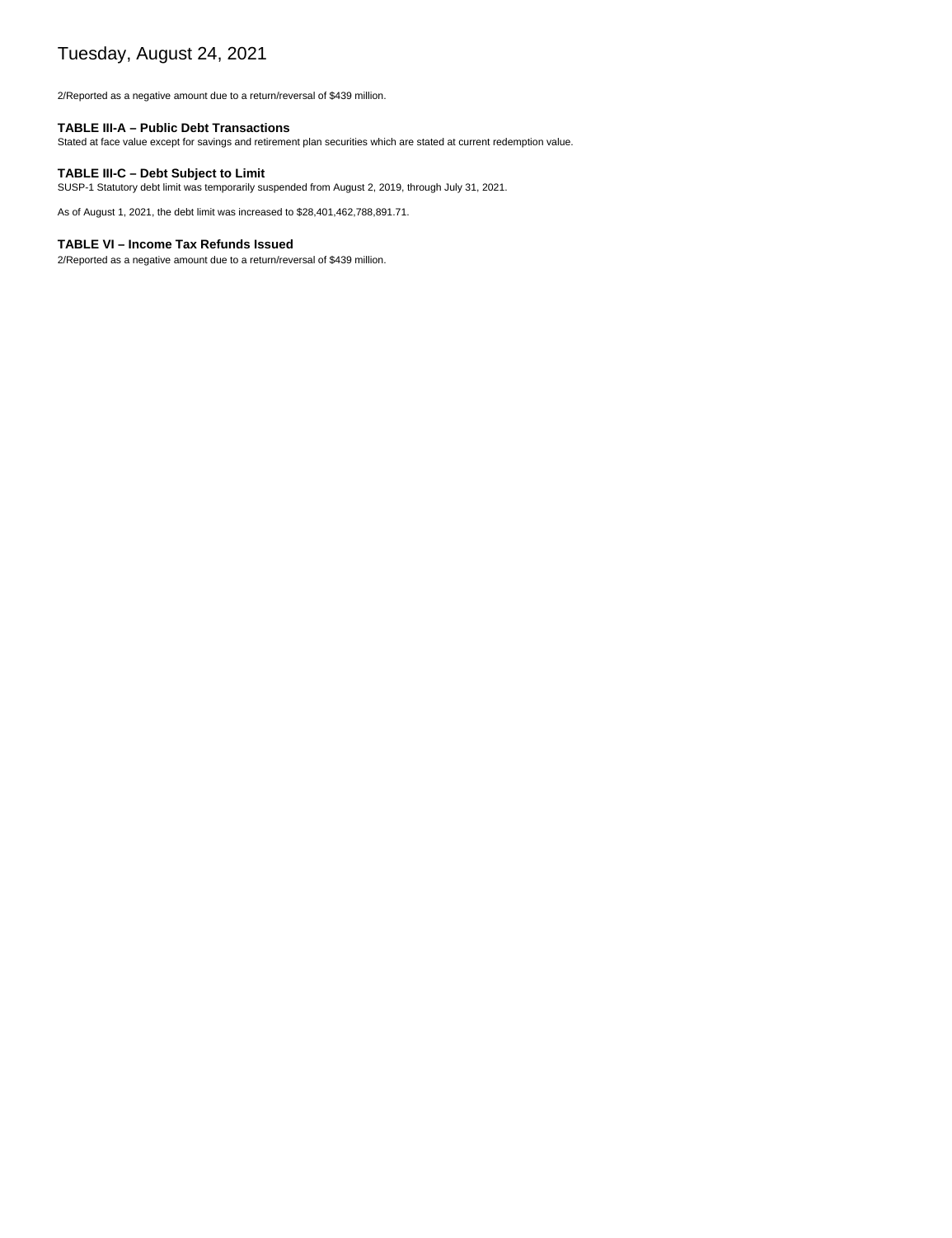Tuesday, August 24, 2021

2/Reported as a negative amount due to a return/reversal of $439 million.

**TABLE III-A – Public Debt Transactions**
Stated at face value except for savings and retirement plan securities which are stated at current redemption value.

**TABLE III-C – Debt Subject to Limit**
SUSP-1 Statutory debt limit was temporarily suspended from August 2, 2019, through July 31, 2021.

As of August 1, 2021, the debt limit was increased to $28,401,462,788,891.71.

**TABLE VI – Income Tax Refunds Issued**
2/Reported as a negative amount due to a return/reversal of $439 million.